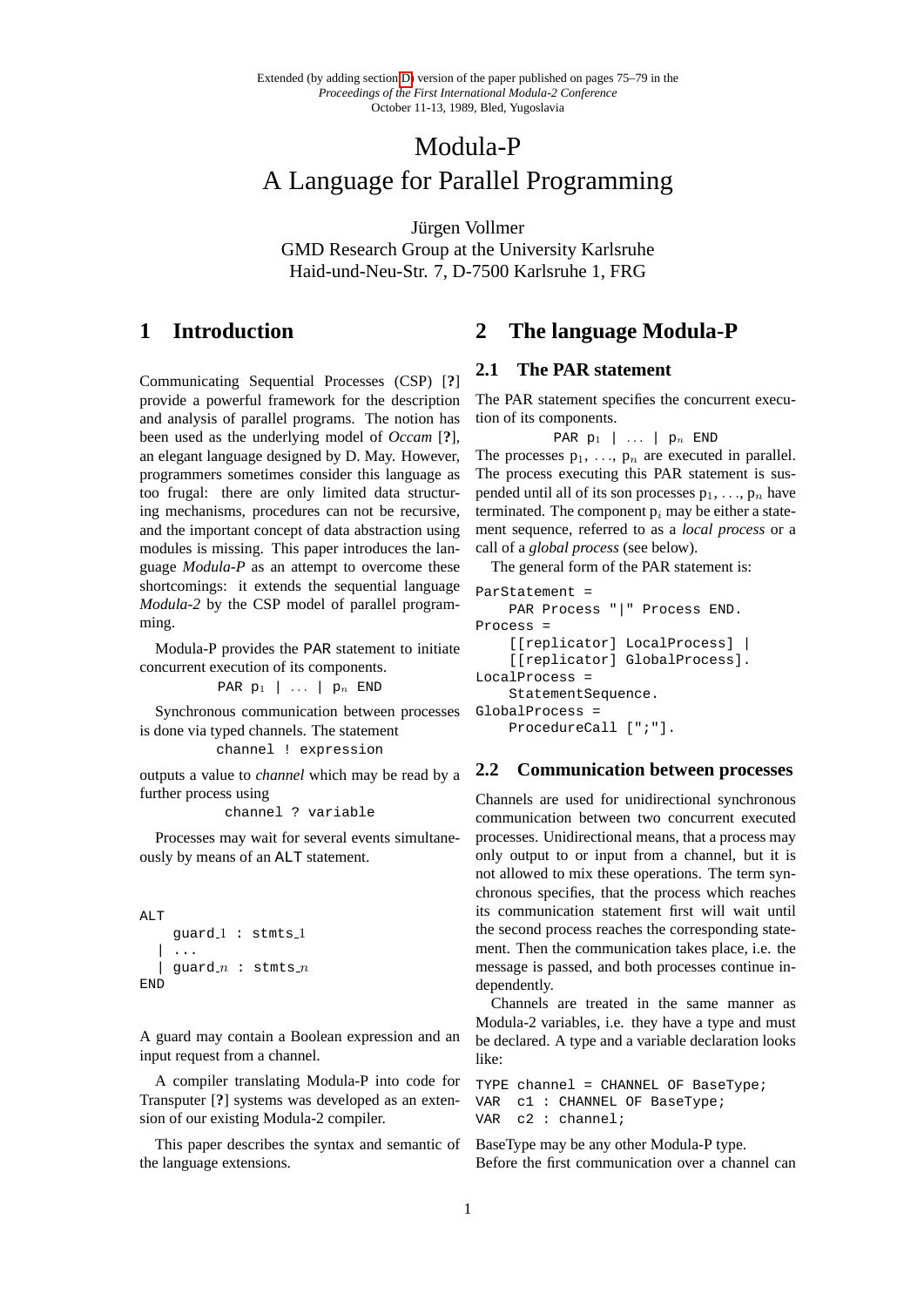Extended (by adding section D) version of the paper published on pages 75–79 in the *Proceedings of the First International Modula-2 Conference* October 11-13, 1989, Bled, Yugoslavia

# Modula-P
# A Language for Parallel Programming

Jürgen Vollmer
GMD Research Group at the University Karlsruhe
Haid-und-Neu-Str. 7, D-7500 Karlsruhe 1, FRG

## 1 Introduction

Communicating Sequential Processes (CSP) [**?**] provide a powerful framework for the description and analysis of parallel programs. The notion has been used as the underlying model of *Occam* [**?**], an elegant language designed by D. May. However, programmers sometimes consider this language as too frugal: there are only limited data structuring mechanisms, procedures can not be recursive, and the important concept of data abstraction using modules is missing. This paper introduces the language *Modula-P* as an attempt to overcome these shortcomings: it extends the sequential language *Modula-2* by the CSP model of parallel programming.

Modula-P provides the PAR statement to initiate concurrent execution of its components.

```
PAR p_1 | ... | p_n END
```

Synchronous communication between processes is done via typed channels. The statement

```
channel ! expression
```

outputs a value to *channel* which may be read by a further process using

```
channel ? variable
```

Processes may wait for several events simultaneously by means of an ALT statement.

```
ALT
    guard_1 : stmts_1
  | ...
  | guard_n : stmts_n
END
```

A guard may contain a Boolean expression and an input request from a channel.

A compiler translating Modula-P into code for Transputer [**?**] systems was developed as an extension of our existing Modula-2 compiler.

This paper describes the syntax and semantic of the language extensions.

## 2 The language Modula-P

### 2.1 The PAR statement

The PAR statement specifies the concurrent execution of its components.

```
PAR p_1 | ... | p_n END
```

The processes $p_1, \ldots, p_n$ are executed in parallel. The process executing this PAR statement is suspended until all of its son processes $p_1, \ldots, p_n$ have terminated. The component $p_i$ may be either a statement sequence, referred to as a *local process* or a call of a *global process* (see below).

The general form of the PAR statement is:

```
ParStatement =
    PAR Process "|" Process END.
Process =
    [[replicator] LocalProcess] |
    [[replicator] GlobalProcess].
LocalProcess =
    StatementSequence.
GlobalProcess =
    ProcedureCall [";"].
```

### 2.2 Communication between processes

Channels are used for unidirectional synchronous communication between two concurrent executed processes. Unidirectional means, that a process may only output to or input from a channel, but it is not allowed to mix these operations. The term synchronous specifies, that the process which reaches its communication statement first will wait until the second process reaches the corresponding statement. Then the communication takes place, i.e. the message is passed, and both processes continue independently.

Channels are treated in the same manner as Modula-2 variables, i.e. they have a type and must be declared. A type and a variable declaration looks like:

```
TYPE channel = CHANNEL OF BaseType;
VAR  c1 : CHANNEL OF BaseType;
VAR  c2 : channel;
```

BaseType may be any other Modula-P type.
Before the first communication over a channel can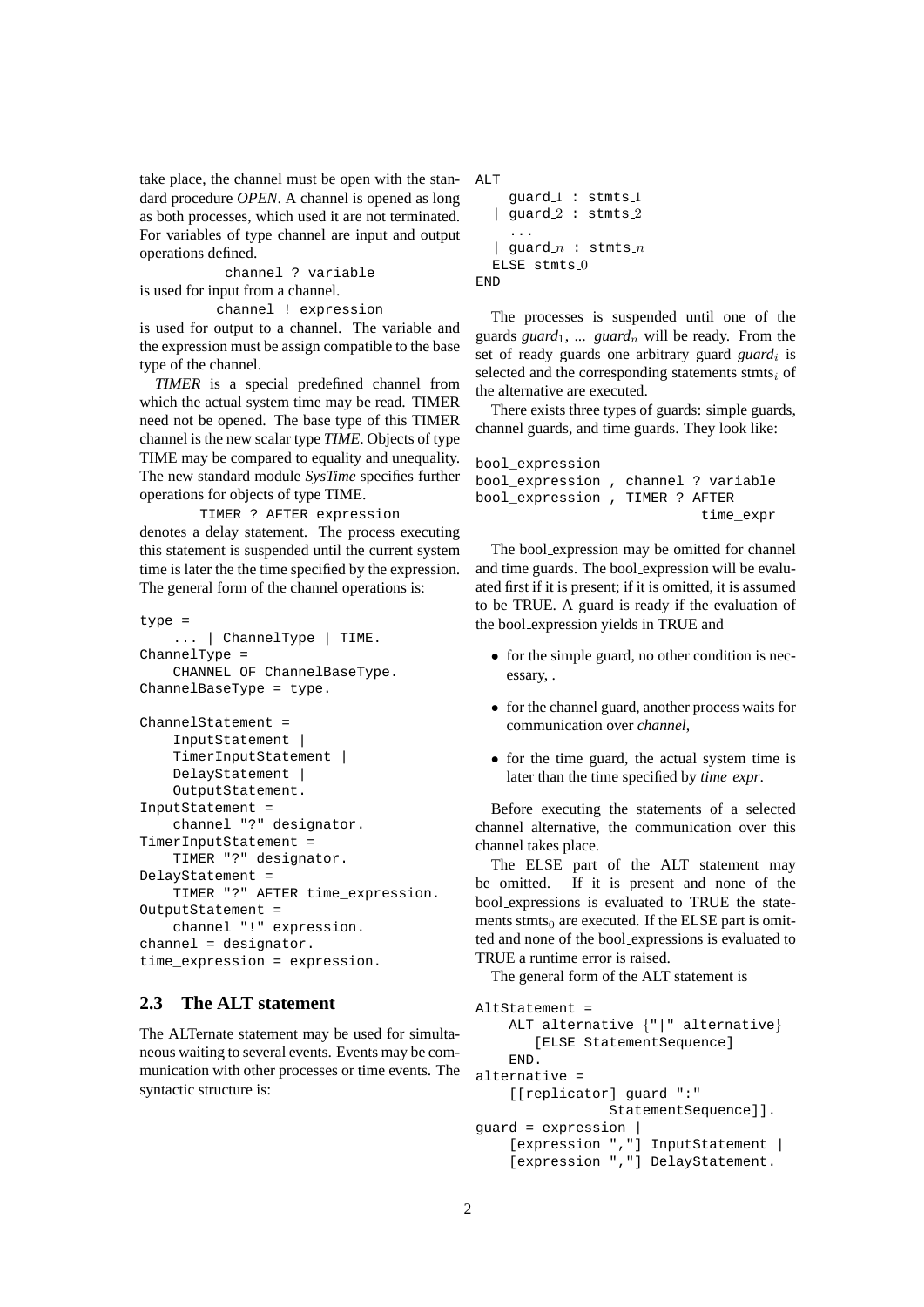take place, the channel must be open with the standard procedure *OPEN*. A channel is opened as long as both processes, which used it are not terminated. For variables of type channel are input and output operations defined.

```
channel ? variable
```

is used for input from a channel.

```
channel ! expression
```

is used for output to a channel. The variable and the expression must be assign compatible to the base type of the channel.

*TIMER* is a special predefined channel from which the actual system time may be read. TIMER need not be opened. The base type of this TIMER channel is the new scalar type *TIME*. Objects of type TIME may be compared to equality and unequality. The new standard module *SysTime* specifies further operations for objects of type TIME.

```
TIMER ? AFTER expression
```

denotes a delay statement. The process executing this statement is suspended until the current system time is later the the time specified by the expression. The general form of the channel operations is:

```
type =
    ... | ChannelType | TIME.
ChannelType =
    CHANNEL OF ChannelBaseType.
ChannelBaseType = type.

ChannelStatement =
    InputStatement |
    TimerInputStatement |
    DelayStatement |
    OutputStatement.
InputStatement =
    channel "?" designator.
TimerInputStatement =
    TIMER "?" designator.
DelayStatement =
    TIMER "?" AFTER time_expression.
OutputStatement =
    channel "!" expression.
channel = designator.
time_expression = expression.
```

## 2.3 The ALT statement

The ALTernate statement may be used for simultaneous waiting to several events. Events may be communication with other processes or time events. The syntactic structure is:

```
ALT
    guard_1 : stmts_1
  | guard_2 : stmts_2
    ...
  | guard_n : stmts_n
  ELSE stmts_0
END
```

The processes is suspended until one of the guards *guard*$_1$, ... *guard*$_n$ will be ready. From the set of ready guards one arbitrary guard *guard*$_i$ is selected and the corresponding statements stmts$_i$ of the alternative are executed.

There exists three types of guards: simple guards, channel guards, and time guards. They look like:

```
bool_expression
bool_expression , channel ? variable
bool_expression , TIMER ? AFTER
                            time_expr
```

The bool_expression may be omitted for channel and time guards. The bool_expression will be evaluated first if it is present; if it is omitted, it is assumed to be TRUE. A guard is ready if the evaluation of the bool_expression yields in TRUE and

- for the simple guard, no other condition is necessary, .
- for the channel guard, another process waits for communication over *channel*,
- for the time guard, the actual system time is later than the time specified by *time_expr*.

Before executing the statements of a selected channel alternative, the communication over this channel takes place.

The ELSE part of the ALT statement may be omitted. If it is present and none of the bool_expressions is evaluated to TRUE the statements stmts$_0$ are executed. If the ELSE part is omitted and none of the bool_expressions is evaluated to TRUE a runtime error is raised.

The general form of the ALT statement is

```
AltStatement =
    ALT alternative {"|" alternative}
       [ELSE StatementSequence]
    END.
alternative =
    [[replicator] guard ":"
                StatementSequence]].
guard = expression |
    [expression ","] InputStatement |
    [expression ","] DelayStatement.
```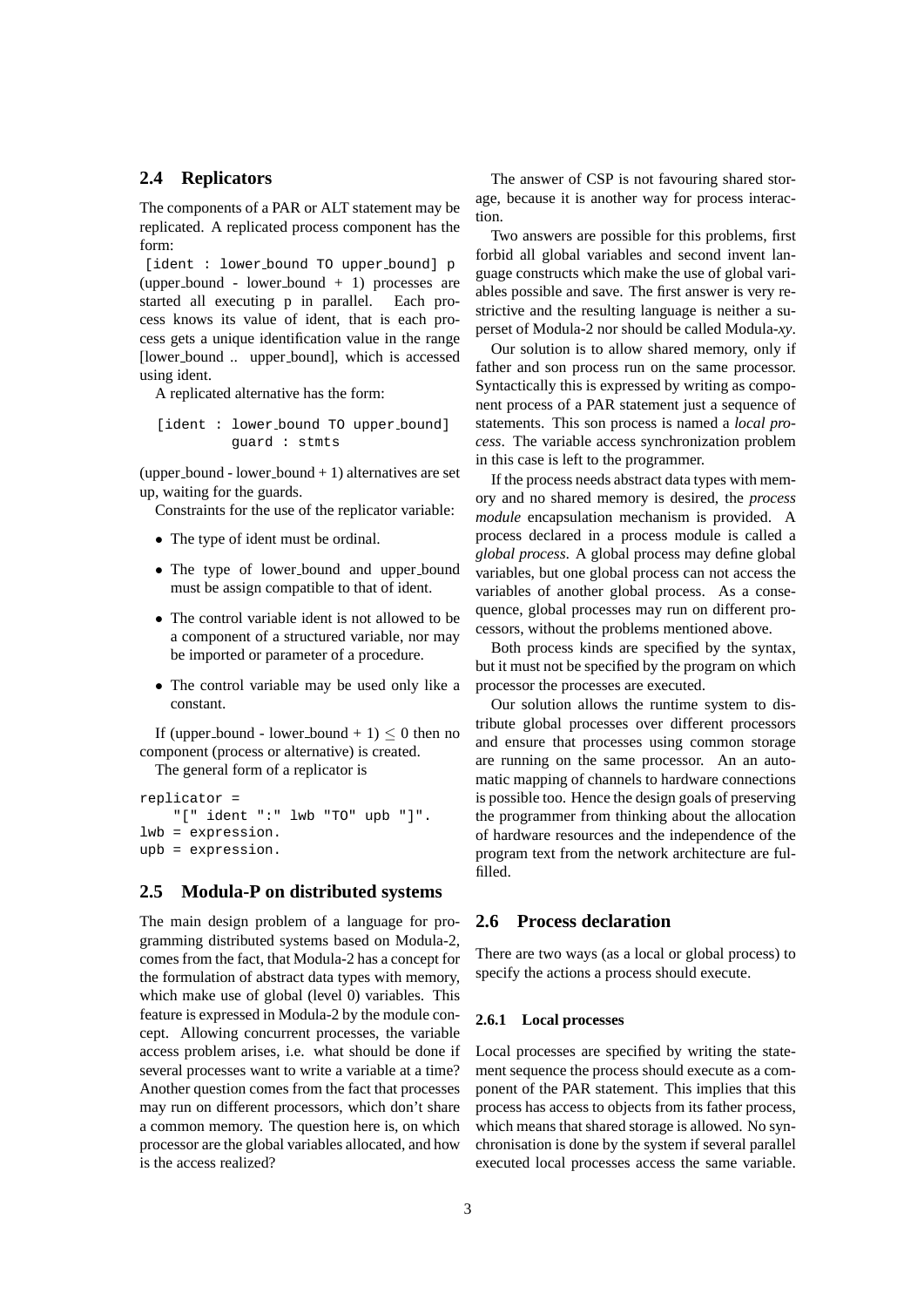## 2.4 Replicators

The components of a PAR or ALT statement may be replicated. A replicated process component has the form:

`[ident : lower_bound TO upper_bound] p`

(upper_bound - lower_bound + 1) processes are started all executing p in parallel. Each process knows its value of ident, that is each process gets a unique identification value in the range [lower_bound .. upper_bound], which is accessed using ident.

A replicated alternative has the form:

```
[ident : lower_bound TO upper_bound]
         guard : stmts
```

(upper_bound - lower_bound + 1) alternatives are set up, waiting for the guards.

Constraints for the use of the replicator variable:

- The type of ident must be ordinal.
- The type of lower_bound and upper_bound must be assign compatible to that of ident.
- The control variable ident is not allowed to be a component of a structured variable, nor may be imported or parameter of a procedure.
- The control variable may be used only like a constant.

If (upper_bound - lower_bound + 1) $\leq 0$ then no component (process or alternative) is created.

The general form of a replicator is

```
replicator =
    "[" ident ":" lwb "TO" upb "]".
lwb = expression.
upb = expression.
```

## 2.5 Modula-P on distributed systems

The main design problem of a language for programming distributed systems based on Modula-2, comes from the fact, that Modula-2 has a concept for the formulation of abstract data types with memory, which make use of global (level 0) variables. This feature is expressed in Modula-2 by the module concept. Allowing concurrent processes, the variable access problem arises, i.e. what should be done if several processes want to write a variable at a time? Another question comes from the fact that processes may run on different processors, which don't share a common memory. The question here is, on which processor are the global variables allocated, and how is the access realized?

The answer of CSP is not favouring shared storage, because it is another way for process interaction.

Two answers are possible for this problems, first forbid all global variables and second invent language constructs which make the use of global variables possible and save. The first answer is very restrictive and the resulting language is neither a superset of Modula-2 nor should be called Modula-*xy*.

Our solution is to allow shared memory, only if father and son process run on the same processor. Syntactically this is expressed by writing as component process of a PAR statement just a sequence of statements. This son process is named a *local process*. The variable access synchronization problem in this case is left to the programmer.

If the process needs abstract data types with memory and no shared memory is desired, the *process module* encapsulation mechanism is provided. A process declared in a process module is called a *global process*. A global process may define global variables, but one global process can not access the variables of another global process. As a consequence, global processes may run on different processors, without the problems mentioned above.

Both process kinds are specified by the syntax, but it must not be specified by the program on which processor the processes are executed.

Our solution allows the runtime system to distribute global processes over different processors and ensure that processes using common storage are running on the same processor. An automatic mapping of channels to hardware connections is possible too. Hence the design goals of preserving the programmer from thinking about the allocation of hardware resources and the independence of the program text from the network architecture are fulfilled.

## 2.6 Process declaration

There are two ways (as a local or global process) to specify the actions a process should execute.

### 2.6.1 Local processes

Local processes are specified by writing the statement sequence the process should execute as a component of the PAR statement. This implies that this process has access to objects from its father process, which means that shared storage is allowed. No synchronisation is done by the system if several parallel executed local processes access the same variable.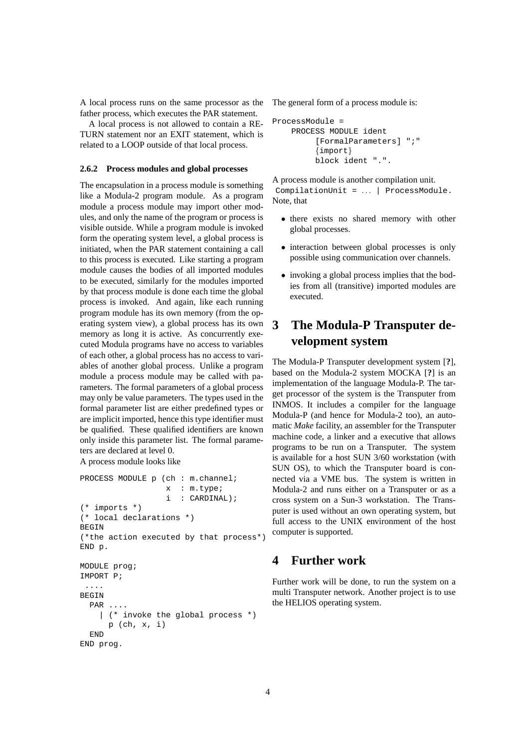A local process runs on the same processor as the father process, which executes the PAR statement.

A local process is not allowed to contain a RETURN statement nor an EXIT statement, which is related to a LOOP outside of that local process.

### 2.6.2 Process modules and global processes

The encapsulation in a process module is something like a Modula-2 program module. As a program module a process module may import other modules, and only the name of the program or process is visible outside. While a program module is invoked form the operating system level, a global process is initiated, when the PAR statement containing a call to this process is executed. Like starting a program module causes the bodies of all imported modules to be executed, similarly for the modules imported by that process module is done each time the global process is invoked. And again, like each running program module has its own memory (from the operating system view), a global process has its own memory as long it is active. As concurrently executed Modula programs have no access to variables of each other, a global process has no access to variables of another global process. Unlike a program module a process module may be called with parameters. The formal parameters of a global process may only be value parameters. The types used in the formal parameter list are either predefined types or are implicit imported, hence this type identifier must be qualified. These qualified identifiers are known only inside this parameter list. The formal parameters are declared at level 0.

A process module looks like

```
PROCESS MODULE p (ch : m.channel;
                  x  : m.type;
                  i  : CARDINAL);
(* imports *)
(* local declarations *)
BEGIN
(*the action executed by that process*)
END p.

MODULE prog;
IMPORT P;
  ....
BEGIN
  PAR ....
    | (* invoke the global process *)
      p (ch, x, i)
  END
END prog.
```

The general form of a process module is:

```
ProcessModule =
    PROCESS MODULE ident
         [FormalParameters] ";"
         {import}
         block ident ".".
```

A process module is another compilation unit.
`CompilationUnit = ... | ProcessModule.`
Note, that

- there exists no shared memory with other global processes.
- interaction between global processes is only possible using communication over channels.
- invoking a global process implies that the bodies from all (transitive) imported modules are executed.

# 3 The Modula-P Transputer development system

The Modula-P Transputer development system [**?**], based on the Modula-2 system MOCKA [**?**] is an implementation of the language Modula-P. The target processor of the system is the Transputer from INMOS. It includes a compiler for the language Modula-P (and hence for Modula-2 too), an automatic *Make* facility, an assembler for the Transputer machine code, a linker and a executive that allows programs to be run on a Transputer. The system is available for a host SUN 3/60 workstation (with SUN OS), to which the Transputer board is connected via a VME bus. The system is written in Modula-2 and runs either on a Transputer or as a cross system on a Sun-3 workstation. The Transputer is used without an own operating system, but full access to the UNIX environment of the host computer is supported.

# 4 Further work

Further work will be done, to run the system on a multi Transputer network. Another project is to use the HELIOS operating system.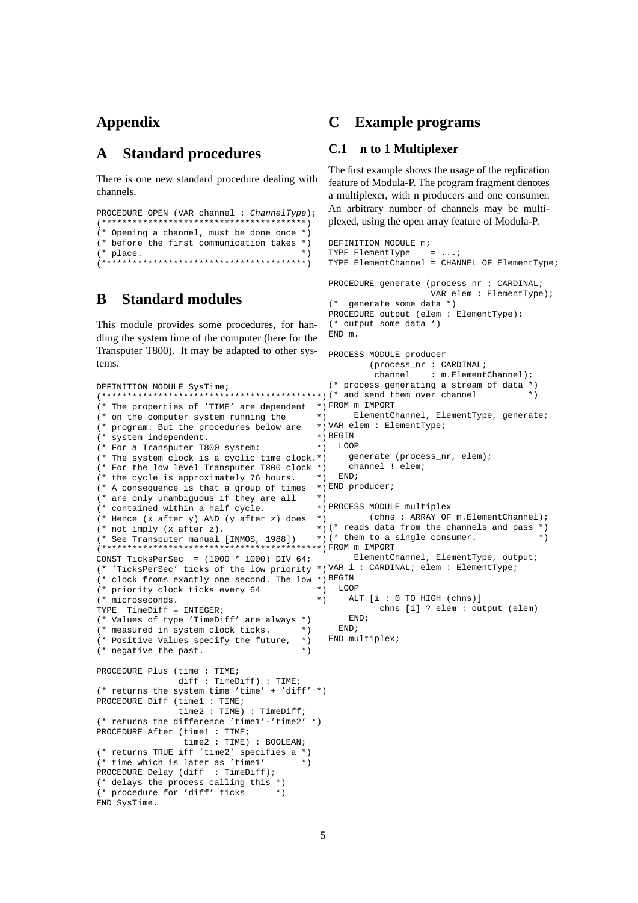# Appendix

# A Standard procedures

There is one new standard procedure dealing with channels.

```
PROCEDURE OPEN (VAR channel : ChannelType);
(****************************************)
(* Opening a channel, must be done once *)
(* before the first communication takes *)
(* place.                               *)
(****************************************)
```

# B Standard modules

This module provides some procedures, for handling the system time of the computer (here for the Transputer T800). It may be adapted to other systems.

```
DEFINITION MODULE SysTime;
(********************************************)
(* The properties of 'TIME' are dependent  *)
(* on the computer system running the      *)
(* program. But the procedures below are   *)
(* system independent.                     *)
(* For a Transputer T800 system:           *)
(* The system clock is a cyclic time clock.*)
(* For the low level Transputer T800 clock *)
(* the cycle is approximately 76 hours.    *)
(* A consequence is that a group of times  *)
(* are only unambiguous if they are all    *)
(* contained within a half cycle.          *)
(* Hence (x after y) AND (y after z) does  *)
(* not imply (x after z).                  *)
(* See Transputer manual [INMOS, 1988])    *)
(********************************************)
CONST TicksPerSec  = (1000 * 1000) DIV 64;
(* 'TicksPerSec' ticks of the low priority *)
(* clock froms exactly one second. The low *)
(* priority clock ticks every 64           *)
(* microseconds.                           *)
TYPE  TimeDiff = INTEGER;
(* Values of type 'TimeDiff' are always *)
(* measured in system clock ticks.      *)
(* Positive Values specify the future,  *)
(* negative the past.                   *)

PROCEDURE Plus (time : TIME;
                diff : TimeDiff) : TIME;
(* returns the system time 'time' + 'diff' *)
PROCEDURE Diff (time1 : TIME;
                time2 : TIME) : TimeDiff;
(* returns the difference 'time1'-'time2' *)
PROCEDURE After (time1 : TIME;
                 time2 : TIME) : BOOLEAN;
(* returns TRUE iff 'time2' specifies a *)
(* time which is later as 'time1'       *)
PROCEDURE Delay (diff  : TimeDiff);
(* delays the process calling this *)
(* procedure for 'diff' ticks      *)
END SysTime.
```

# C Example programs

## C.1 n to 1 Multiplexer

The first example shows the usage of the replication feature of Modula-P. The program fragment denotes a multiplexer, with n producers and one consumer. An arbitrary number of channels may be multiplexed, using the open array feature of Modula-P.

```
DEFINITION MODULE m;
TYPE ElementType    = ...;
TYPE ElementChannel = CHANNEL OF ElementType;

PROCEDURE generate (process_nr : CARDINAL;
                    VAR elem : ElementType);
(*  generate some data *)
PROCEDURE output (elem : ElementType);
(* output some data *)
END m.

PROCESS MODULE producer
         (process_nr : CARDINAL;
          channel    : m.ElementChannel);
(* process generating a stream of data *)
(* and send them over channel          *)
FROM m IMPORT
     ElementChannel, ElementType, generate;
VAR elem : ElementType;
BEGIN
  LOOP
    generate (process_nr, elem);
    channel ! elem;
  END;
END producer;

PROCESS MODULE multiplex
        (chns : ARRAY OF m.ElementChannel);
(* reads data from the channels and pass *)
(* them to a single consumer.            *)
FROM m IMPORT
     ElementChannel, ElementType, output;
VAR i : CARDINAL; elem : ElementType;
BEGIN
  LOOP
    ALT [i : 0 TO HIGH (chns)]
         chns [i] ? elem : output (elem)
    END;
  END;
END multiplex;
```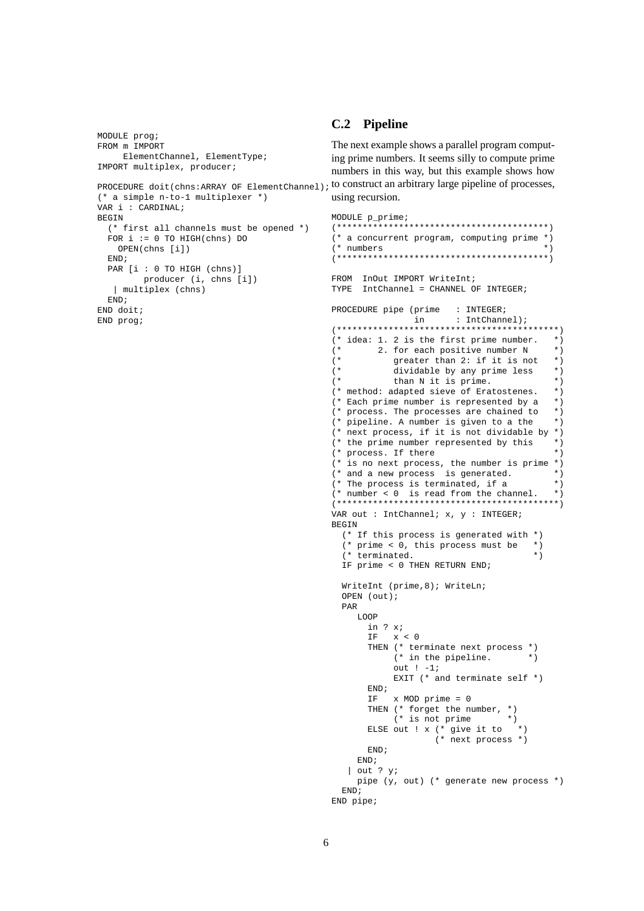```
MODULE prog;
FROM m IMPORT
     ElementChannel, ElementType;
IMPORT multiplex, producer;

PROCEDURE doit(chns:ARRAY OF ElementChannel);
(* a simple n-to-1 multiplexer *)
VAR i : CARDINAL;
BEGIN
  (* first all channels must be opened *)
  FOR i := 0 TO HIGH(chns) DO
    OPEN(chns [i])
  END;
  PAR [i : 0 TO HIGH (chns)]
        producer (i, chns [i])
   | multiplex (chns)
  END;
END doit;
END prog;
```

## C.2 Pipeline

The next example shows a parallel program computing prime numbers. It seems silly to compute prime numbers in this way, but this example shows how to construct an arbitrary large pipeline of processes, using recursion.

```
MODULE p_prime;
(*****************************************)
(* a concurrent program, computing prime *)
(* numbers                               *)
(*****************************************)

FROM  InOut IMPORT WriteInt;
TYPE  IntChannel = CHANNEL OF INTEGER;

PROCEDURE pipe (prime   : INTEGER;
                in      : IntChannel);
(*******************************************)
(* idea: 1. 2 is the first prime number.   *)
(*       2. for each positive number N     *)
(*          greater than 2: if it is not   *)
(*          dividable by any prime less    *)
(*          than N it is prime.            *)
(* method: adapted sieve of Eratostenes.   *)
(* Each prime number is represented by a   *)
(* process. The processes are chained to   *)
(* pipeline. A number is given to a the    *)
(* next process, if it is not dividable by *)
(* the prime number represented by this    *)
(* process. If there                       *)
(* is no next process, the number is prime *)
(* and a new process  is generated.        *)
(* The process is terminated, if a         *)
(* number < 0  is read from the channel.   *)
(*******************************************)
VAR out : IntChannel; x, y : INTEGER;
BEGIN
  (* If this process is generated with *)
  (* prime < 0, this process must be   *)
  (* terminated.                       *)
  IF prime < 0 THEN RETURN END;

  WriteInt (prime,8); WriteLn;
  OPEN (out);
  PAR
     LOOP
       in ? x;
       IF   x < 0
       THEN (* terminate next process *)
            (* in the pipeline.       *)
            out ! -1;
            EXIT (* and terminate self *)
       END;
       IF   x MOD prime = 0
       THEN (* forget the number, *)
            (* is not prime       *)
       ELSE out ! x (* give it to   *)
                    (* next process *)
       END;
     END;
   | out ? y;
     pipe (y, out) (* generate new process *)
  END;
END pipe;
```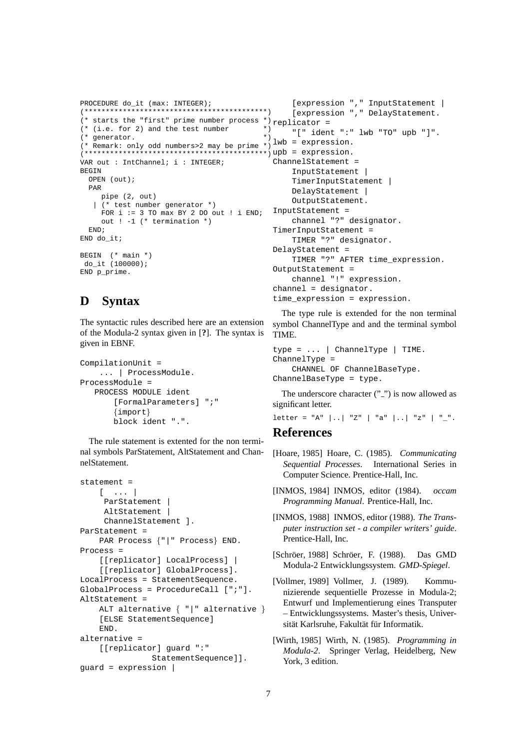```
PROCEDURE do_it (max: INTEGER);
(*******************************************)
(* starts the "first" prime number process *)
(* (i.e. for 2) and the test number        *)
(* generator.                              *)
(* Remark: only odd numbers>2 may be prime *)
(*******************************************)
VAR out : IntChannel; i : INTEGER;
BEGIN
  OPEN (out);
  PAR
     pipe (2, out)
   | (* test number generator *)
     FOR i := 3 TO max BY 2 DO out ! i END;
     out ! -1 (* termination *)
  END;
END do_it;

BEGIN  (* main *)
 do_it (100000);
END p_prime.
```

## D Syntax

The syntactic rules described here are an extension of the Modula-2 syntax given in [**?**]. The syntax is given in EBNF.

```
CompilationUnit =
    ... | ProcessModule.
ProcessModule =
   PROCESS MODULE ident
       [FormalParameters] ";"
       {import}
       block ident ".".
```

The rule statement is extented for the non terminal symbols ParStatement, AltStatement and ChannelStatement.

```
statement =
    [  ... |
     ParStatement |
     AltStatement |
     ChannelStatement ].
ParStatement =
    PAR Process {"|" Process} END.
Process =
    [[replicator] LocalProcess] |
    [[replicator] GlobalProcess].
LocalProcess = StatementSequence.
GlobalProcess = ProcedureCall [";"].
AltStatement =
    ALT alternative { "|" alternative }
    [ELSE StatementSequence]
    END.
alternative =
    [[replicator] guard ":"
              StatementSequence]].
guard = expression |
    [expression "," InputStatement |
    [expression "," DelayStatement.
replicator =
    "[" ident ":" lwb "TO" upb "]".
lwb = expression.
upb = expression.
ChannelStatement =
    InputStatement |
    TimerInputStatement |
    DelayStatement |
    OutputStatement.
InputStatement =
    channel "?" designator.
TimerInputStatement =
    TIMER "?" designator.
DelayStatement =
    TIMER "?" AFTER time_expression.
OutputStatement =
    channel "!" expression.
channel = designator.
time_expression = expression.
```

The type rule is extended for the non terminal symbol ChannelType and and the terminal symbol TIME.

```
type = ... | ChannelType | TIME.
ChannelType =
    CHANNEL OF ChannelBaseType.
ChannelBaseType = type.
```

The underscore character ("_") is now allowed as significant letter.

```
letter = "A" |..| "Z" | "a" |..| "z" | "_".
```

## References

[Hoare, 1985] Hoare, C. (1985). *Communicating Sequential Processes*. International Series in Computer Science. Prentice-Hall, Inc.

[INMOS, 1984] INMOS, editor (1984). *occam Programming Manual*. Prentice-Hall, Inc.

[INMOS, 1988] INMOS, editor (1988). *The Transputer instruction set - a compiler writers' guide*. Prentice-Hall, Inc.

[Schröer, 1988] Schröer, F. (1988). Das GMD Modula-2 Entwicklungssystem. *GMD-Spiegel*.

[Vollmer, 1989] Vollmer, J. (1989). Kommunizierende sequentielle Prozesse in Modula-2; Entwurf und Implementierung eines Transputer – Entwicklungssystems. Master's thesis, Universität Karlsruhe, Fakultät für Informatik.

[Wirth, 1985] Wirth, N. (1985). *Programming in Modula-2*. Springer Verlag, Heidelberg, New York, 3 edition.